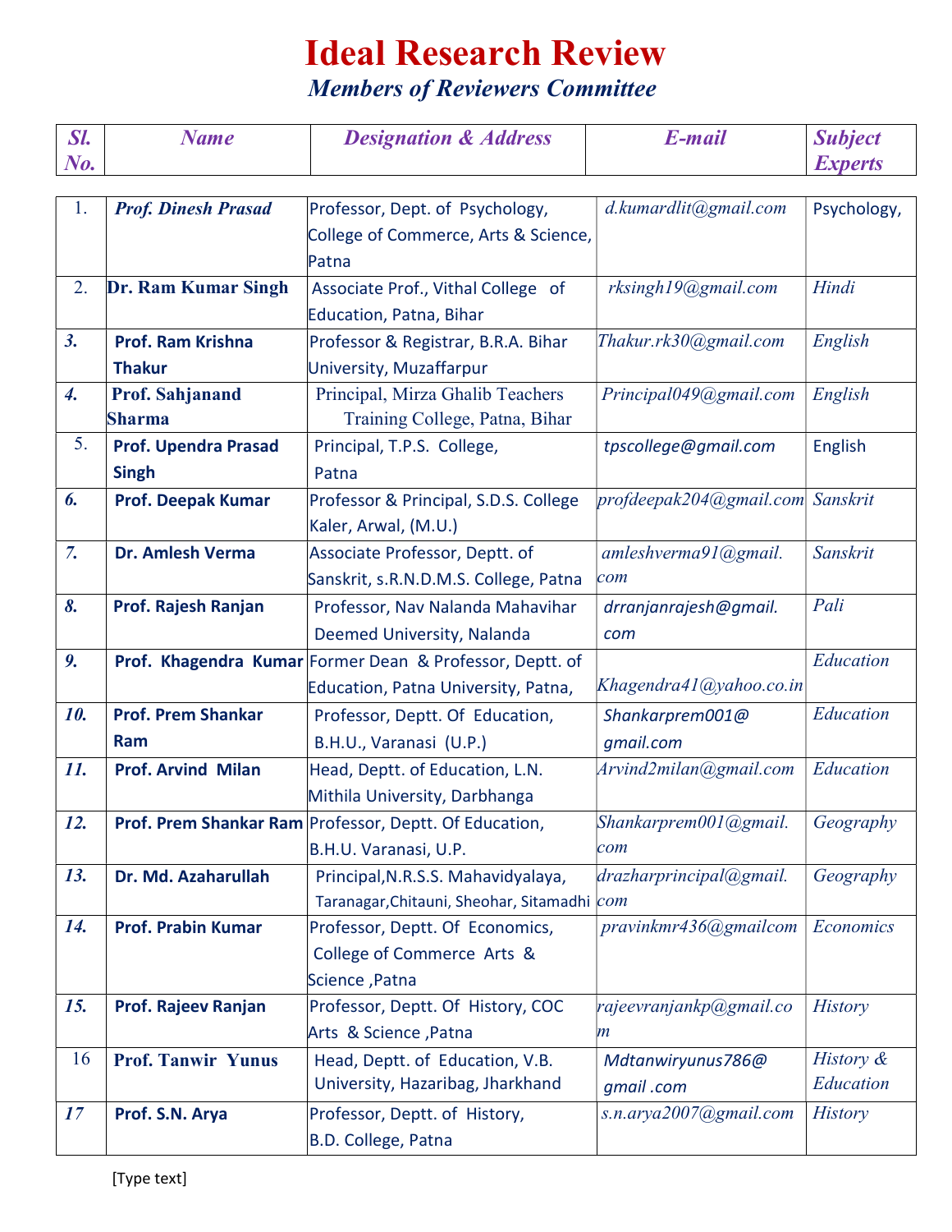# Ideal Research Review

## *Members of Reviewers Committee*

| Sl. No. | Name | Designation & Address | E-mail | Subject Experts |
|---|---|---|---|---|
| 1. | **Prof. Dinesh Prasad** | Professor, Dept. of Psychology, College of Commerce, Arts & Science, Patna | d.kumardlit@gmail.com | Psychology, |
| 2. | **Dr. Ram Kumar Singh** | Associate Prof., Vithal College of Education, Patna, Bihar | rksingh19@gmail.com | Hindi |
| 3. | **Prof. Ram Krishna Thakur** | Professor & Registrar, B.R.A. Bihar University, Muzaffarpur | Thakur.rk30@gmail.com | English |
| 4. | **Prof. Sahjanand Sharma** | Principal, Mirza Ghalib Teachers Training College, Patna, Bihar | Principal049@gmail.com | English |
| 5. | **Prof. Upendra Prasad Singh** | Principal, T.P.S. College, Patna | tpscollege@gmail.com | English |
| 6. | **Prof. Deepak Kumar** | Professor & Principal, S.D.S. College Kaler, Arwal, (M.U.) | profdeepak204@gmail.com | Sanskrit |
| 7. | **Dr. Amlesh Verma** | Associate Professor, Deptt. of Sanskrit, s.R.N.D.M.S. College, Patna | amleshverma91@gmail.com | Sanskrit |
| 8. | **Prof. Rajesh Ranjan** | Professor, Nav Nalanda Mahavihar Deemed University, Nalanda | drranjanrajesh@gmail.com | Pali |
| 9. | **Prof. Khagendra Kumar** | Former Dean & Professor, Deptt. of Education, Patna University, Patna, | Khagendra41@yahoo.co.in | Education |
| 10. | **Prof. Prem Shankar Ram** | Professor, Deptt. Of Education, B.H.U., Varanasi (U.P.) | Shankarprem001@gmail.com | Education |
| 11. | **Prof. Arvind Milan** | Head, Deptt. of Education, L.N. Mithila University, Darbhanga | Arvind2milan@gmail.com | Education |
| 12. | **Prof. Prem Shankar Ram** | Professor, Deptt. Of Education, B.H.U. Varanasi, U.P. | Shankarprem001@gmail.com | Geography |
| 13. | **Dr. Md. Azaharullah** | Principal,N.R.S.S. Mahavidyalaya, Taranagar,Chitauni, Sheohar, Sitamadhi | drazharprincipal@gmail.com | Geography |
| 14. | **Prof. Prabin Kumar** | Professor, Deptt. Of Economics, College of Commerce Arts & Science ,Patna | pravinkmr436@gmailcom | Economics |
| 15. | **Prof. Rajeev Ranjan** | Professor, Deptt. Of History, COC Arts & Science ,Patna | rajeevranjankp@gmail.com | History |
| 16 | **Prof. Tanwir Yunus** | Head, Deptt. of Education, V.B. University, Hazaribag, Jharkhand | Mdtanwiryunus786@gmail .com | History & Education |
| 17 | **Prof. S.N. Arya** | Professor, Deptt. of History, B.D. College, Patna | s.n.arya2007@gmail.com | History |

[Type text]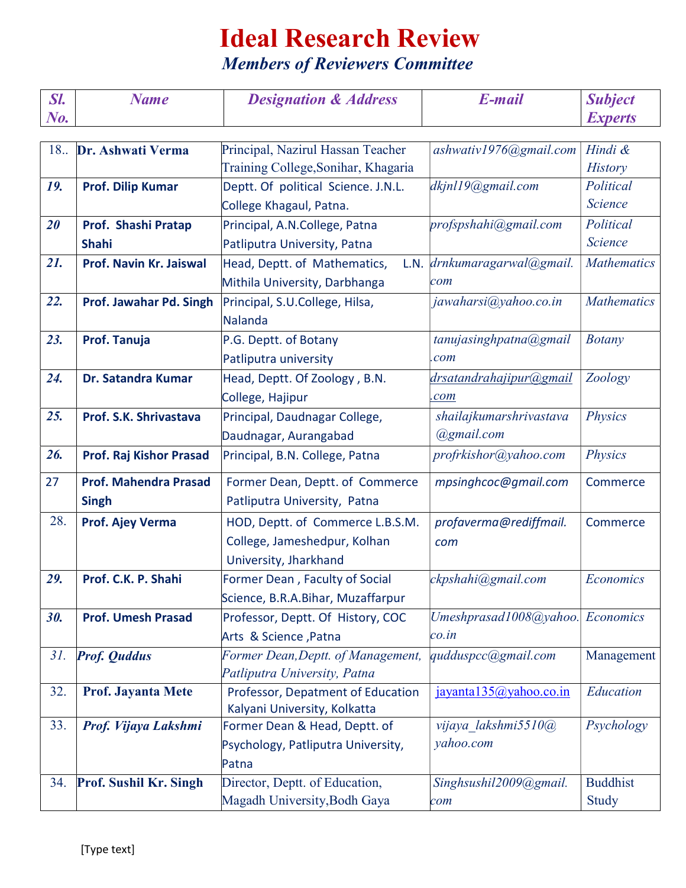# Ideal Research Review

## *Members of Reviewers Committee*

| *Sl. No.* | *Name* | *Designation & Address* | *E-mail* | *Subject Experts* |
|---|---|---|---|---|
| 18.. | **Dr. Ashwati Verma** | Principal, Nazirul Hassan Teacher Training College,Sonihar, Khagaria | *ashwativ1976@gmail.com* | *Hindi & History* |
| ***19.*** | **Prof. Dilip Kumar** | Deptt. Of political Science. J.N.L. College Khagaul, Patna. | *dkjnl19@gmail.com* | *Political Science* |
| ***20*** | **Prof. Shashi Pratap Shahi** | Principal, A.N.College, Patna Patliputra University, Patna | *profspshahi@gmail.com* | *Political Science* |
| ***21.*** | **Prof. Navin Kr. Jaiswal** | Head, Deptt. of Mathematics, L.N. Mithila University, Darbhanga | *drnkumaragarwal@gmail.com* | *Mathematics* |
| ***22.*** | **Prof. Jawahar Pd. Singh** | Principal, S.U.College, Hilsa, Nalanda | *jawaharsi@yahoo.co.in* | *Mathematics* |
| ***23.*** | **Prof. Tanuja** | P.G. Deptt. of Botany Patliputra university | *tanujasinghpatna@gmail.com* | *Botany* |
| ***24.*** | **Dr. Satandra Kumar** | Head, Deptt. Of Zoology , B.N. College, Hajipur | *drsatandrahajipur@gmail.com* | *Zoology* |
| ***25.*** | **Prof. S.K. Shrivastava** | Principal, Daudnagar College, Daudnagar, Aurangabad | *shailajkumarshrivastava@gmail.com* | *Physics* |
| ***26.*** | **Prof. Raj Kishor Prasad** | Principal, B.N. College, Patna | *profrkishor@yahoo.com* | *Physics* |
| 27 | **Prof. Mahendra Prasad Singh** | Former Dean, Deptt. of Commerce Patliputra University, Patna | *mpsinghcoc@gmail.com* | Commerce |
| 28. | **Prof. Ajey Verma** | HOD, Deptt. of Commerce L.B.S.M. College, Jameshedpur, Kolhan University, Jharkhand | *profaverma@rediffmail.com* | Commerce |
| ***29.*** | **Prof. C.K. P. Shahi** | Former Dean , Faculty of Social Science, B.R.A.Bihar, Muzaffarpur | *ckpshahi@gmail.com* | *Economics* |
| ***30.*** | **Prof. Umesh Prasad** | Professor, Deptt. Of History, COC Arts & Science ,Patna | *Umeshprasad1008@yahoo.co.in* | *Economics* |
| *31.* | ***Prof. Quddus*** | *Former Dean,Deptt. of Management, Patliputra University, Patna* | *qudduspcc@gmail.com* | Management |
| 32. | **Prof. Jayanta Mete** | Professor, Depatment of Education Kalyani University, Kolkatta | jayanta135@yahoo.co.in | *Education* |
| 33. | ***Prof. Vijaya Lakshmi*** | Former Dean & Head, Deptt. of Psychology, Patliputra University, Patna | *vijaya_lakshmi5510@yahoo.com* | *Psychology* |
| 34. | **Prof. Sushil Kr. Singh** | Director, Deptt. of Education, Magadh University,Bodh Gaya | *Singhsushil2009@gmail.com* | Buddhist Study |

[Type text]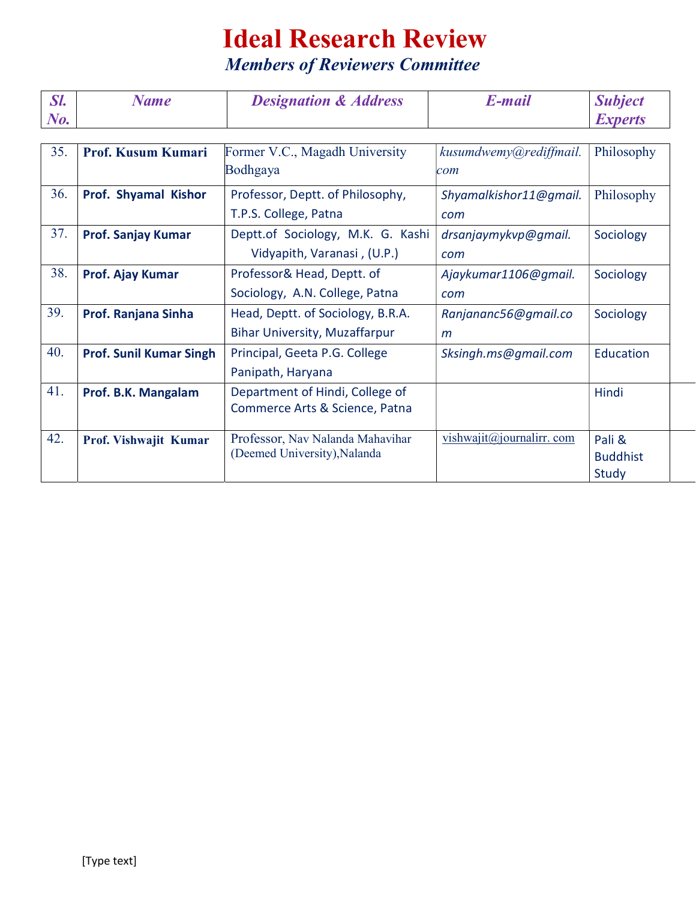# Ideal Research Review

## *Members of Reviewers Committee*

| Sl. No. | Name | Designation & Address | E-mail | Subject Experts |
|---|---|---|---|---|
| 35. | **Prof. Kusum Kumari** | Former V.C., Magadh University Bodhgaya | *kusumdwemy@rediffmail.com* | Philosophy |
| 36. | **Prof. Shyamal Kishor** | Professor, Deptt. of Philosophy, T.P.S. College, Patna | *Shyamalkishor11@gmail.com* | Philosophy |
| 37. | **Prof. Sanjay Kumar** | Deptt.of Sociology, M.K. G. Kashi Vidyapith, Varanasi , (U.P.) | *drsanjaymykvp@gmail.com* | Sociology |
| 38. | **Prof. Ajay Kumar** | Professor& Head, Deptt. of Sociology, A.N. College, Patna | *Ajaykumar1106@gmail.com* | Sociology |
| 39. | **Prof. Ranjana Sinha** | Head, Deptt. of Sociology, B.R.A. Bihar University, Muzaffarpur | *Ranjananc56@gmail.com* | Sociology |
| 40. | **Prof. Sunil Kumar Singh** | Principal, Geeta P.G. College Panipath, Haryana | *Sksingh.ms@gmail.com* | Education |
| 41. | **Prof. B.K. Mangalam** | Department of Hindi, College of Commerce Arts & Science, Patna | | Hindi |
| 42. | **Prof. Vishwajit Kumar** | Professor, Nav Nalanda Mahavihar (Deemed University),Nalanda | vishwajit@journalirr. com | Pali & Buddhist Study |

[Type text]